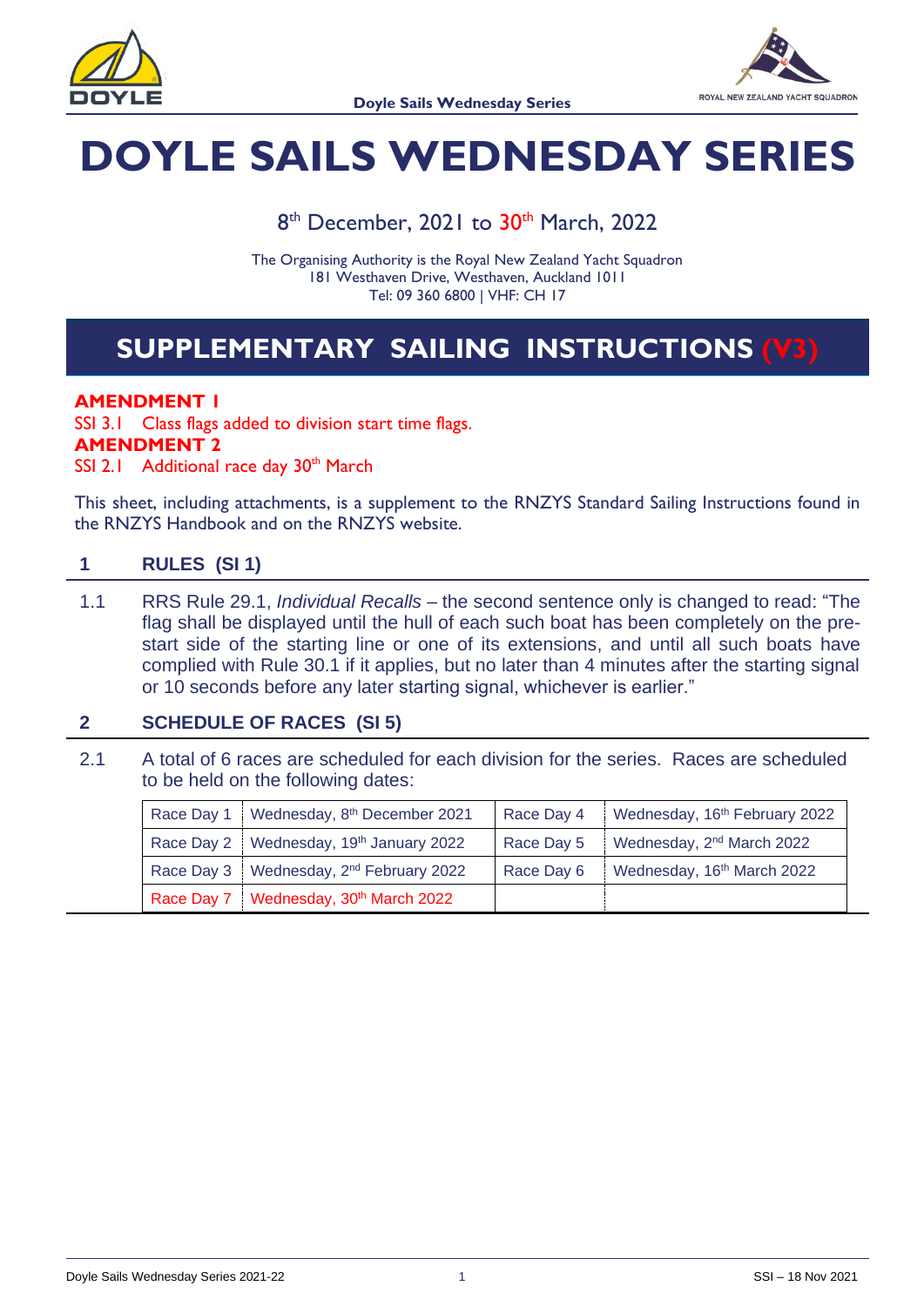# DOYLE SAILS WEDNESDAY SERIES

8th December, 2021 to 30th March, 2022

The Organising Authority is the Royal New Zealand Yacht Squadron
181 Westhaven Drive, Westhaven, Auckland 1011
Tel: 09 360 6800 | VHF: CH 17

## SUPPLEMENTARY SAILING INSTRUCTIONS (V3)

**AMENDMENT 1**
SSI 3.1 Class flags added to division start time flags.
**AMENDMENT 2**
SSI 2.1 Additional race day 30th March

This sheet, including attachments, is a supplement to the RNZYS Standard Sailing Instructions found in the RNZYS Handbook and on the RNZYS website.

### 1 RULES (SI 1)

1.1 RRS Rule 29.1, *Individual Recalls* – the second sentence only is changed to read: "The flag shall be displayed until the hull of each such boat has been completely on the pre-start side of the starting line or one of its extensions, and until all such boats have complied with Rule 30.1 if it applies, but no later than 4 minutes after the starting signal or 10 seconds before any later starting signal, whichever is earlier."

### 2 SCHEDULE OF RACES (SI 5)

2.1 A total of 6 races are scheduled for each division for the series. Races are scheduled to be held on the following dates:

| | | | |
|---|---|---|---|
| Race Day 1 | Wednesday, 8th December 2021 | Race Day 4 | Wednesday, 16th February 2022 |
| Race Day 2 | Wednesday, 19th January 2022 | Race Day 5 | Wednesday, 2nd March 2022 |
| Race Day 3 | Wednesday, 2nd February 2022 | Race Day 6 | Wednesday, 16th March 2022 |
| Race Day 7 | Wednesday, 30th March 2022 | | |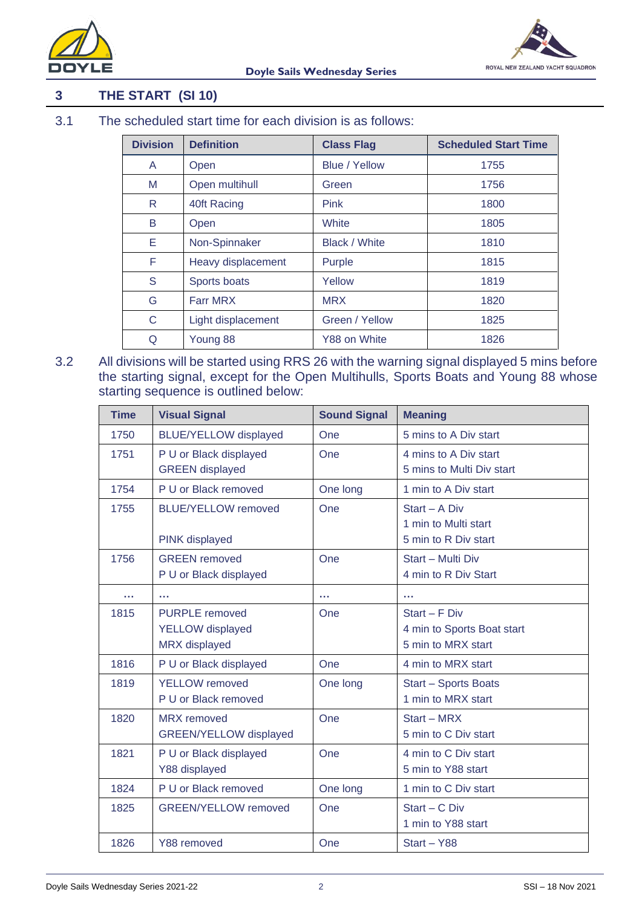## 3 THE START (SI 10)

3.1 The scheduled start time for each division is as follows:

| Division | Definition | Class Flag | Scheduled Start Time |
|---|---|---|---|
| A | Open | Blue / Yellow | 1755 |
| M | Open multihull | Green | 1756 |
| R | 40ft Racing | Pink | 1800 |
| B | Open | White | 1805 |
| E | Non-Spinnaker | Black / White | 1810 |
| F | Heavy displacement | Purple | 1815 |
| S | Sports boats | Yellow | 1819 |
| G | Farr MRX | MRX | 1820 |
| C | Light displacement | Green / Yellow | 1825 |
| Q | Young 88 | Y88 on White | 1826 |

3.2 All divisions will be started using RRS 26 with the warning signal displayed 5 mins before the starting signal, except for the Open Multihulls, Sports Boats and Young 88 whose starting sequence is outlined below:

| Time | Visual Signal | Sound Signal | Meaning |
|---|---|---|---|
| 1750 | BLUE/YELLOW displayed | One | 5 mins to A Div start |
| 1751 | P U or Black displayed<br>GREEN displayed | One | 4 mins to A Div start<br>5 mins to Multi Div start |
| 1754 | P U or Black removed | One long | 1 min to A Div start |
| 1755 | BLUE/YELLOW removed<br><br>PINK displayed | One | Start – A Div<br>1 min to Multi start<br>5 min to R Div start |
| 1756 | GREEN removed<br>P U or Black displayed | One | Start – Multi Div<br>4 min to R Div Start |
| … | … | … | … |
| 1815 | PURPLE removed<br>YELLOW displayed<br>MRX displayed | One | Start – F Div<br>4 min to Sports Boat start<br>5 min to MRX start |
| 1816 | P U or Black displayed | One | 4 min to MRX start |
| 1819 | YELLOW removed<br>P U or Black removed | One long | Start – Sports Boats<br>1 min to MRX start |
| 1820 | MRX removed<br>GREEN/YELLOW displayed | One | Start – MRX<br>5 min to C Div start |
| 1821 | P U or Black displayed<br>Y88 displayed | One | 4 min to C Div start<br>5 min to Y88 start |
| 1824 | P U or Black removed | One long | 1 min to C Div start |
| 1825 | GREEN/YELLOW removed | One | Start – C Div<br>1 min to Y88 start |
| 1826 | Y88 removed | One | Start – Y88 |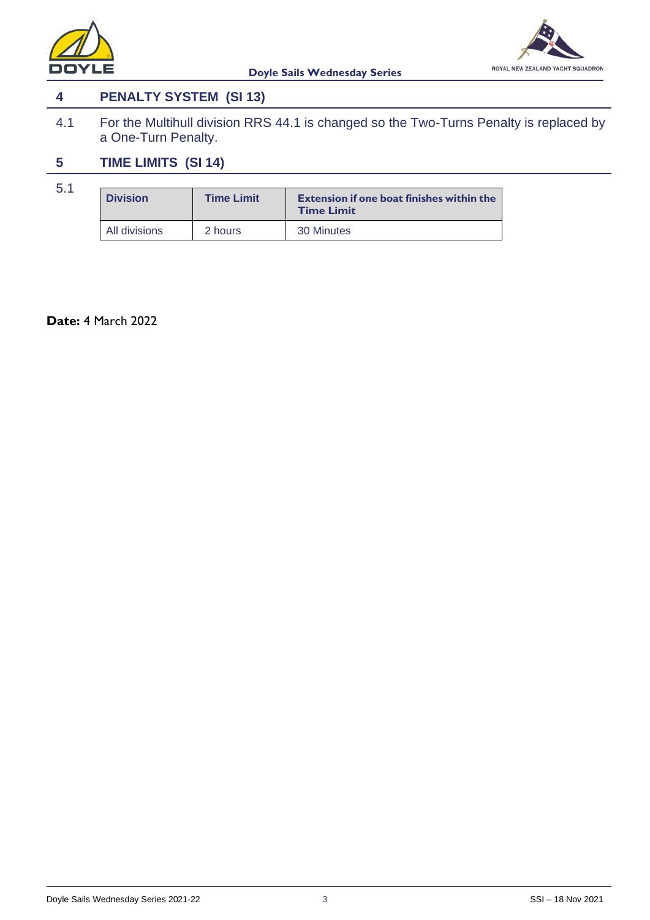## 4 PENALTY SYSTEM (SI 13)

4.1 For the Multihull division RRS 44.1 is changed so the Two-Turns Penalty is replaced by a One-Turn Penalty.

## 5 TIME LIMITS (SI 14)

5.1

| Division | Time Limit | Extension if one boat finishes within the Time Limit |
|---|---|---|
| All divisions | 2 hours | 30 Minutes |

**Date:** 4 March 2022